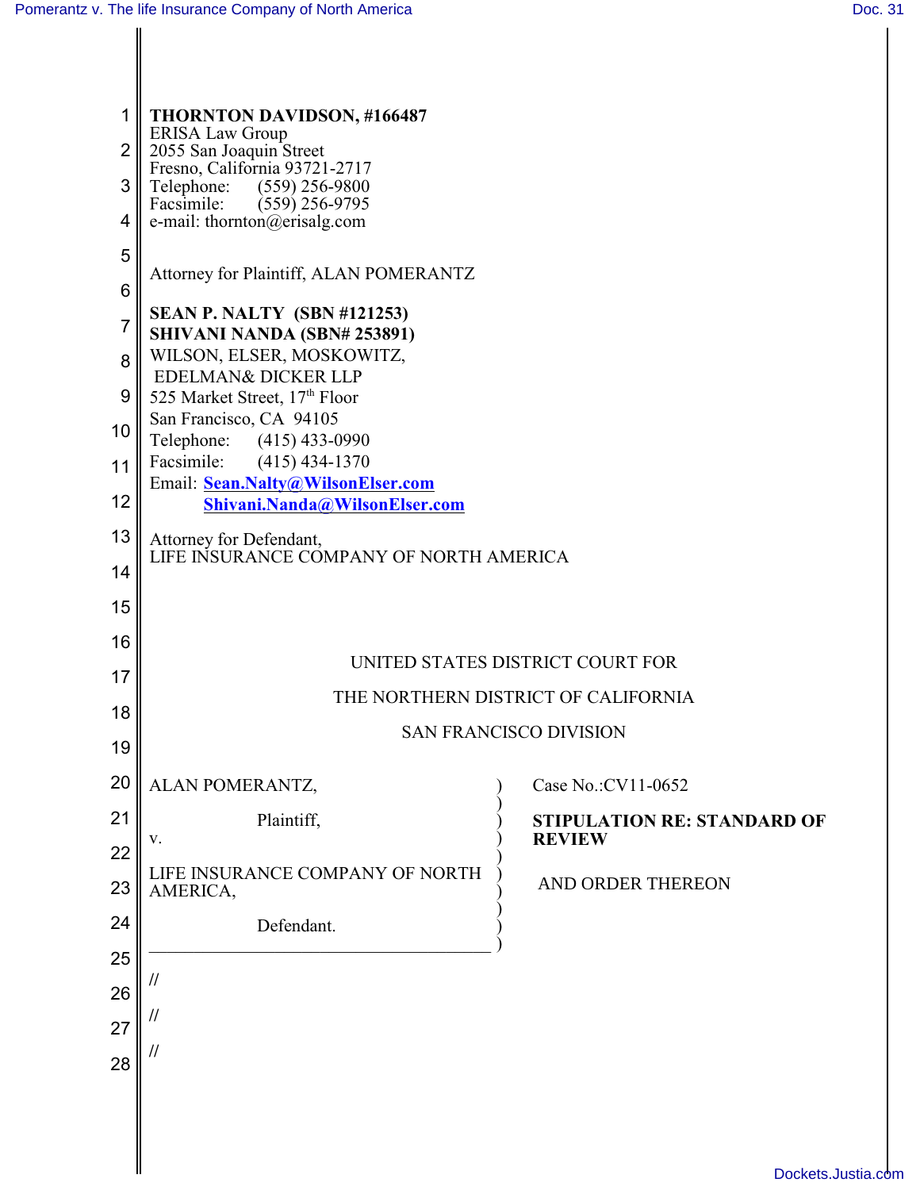**THORNTON DAVIDSON, #166487**
ERISA Law Group
2055 San Joaquin Street
Fresno, California 93721-2717
Telephone: (559) 256-9800
Facsimile: (559) 256-9795
e-mail: thornton@erisalg.com

Attorney for Plaintiff, ALAN POMERANTZ

**SEAN P. NALTY (SBN #121253)**
**SHIVANI NANDA (SBN# 253891)**
WILSON, ELSER, MOSKOWITZ,
EDELMAN& DICKER LLP
525 Market Street, 17th Floor
San Francisco, CA 94105
Telephone: (415) 433-0990
Facsimile: (415) 434-1370
Email: **Sean.Nalty@WilsonElser.com**
**Shivani.Nanda@WilsonElser.com**

Attorney for Defendant,
LIFE INSURANCE COMPANY OF NORTH AMERICA

UNITED STATES DISTRICT COURT FOR

THE NORTHERN DISTRICT OF CALIFORNIA

SAN FRANCISCO DIVISION

| | |
|---|---|
| ALAN POMERANTZ,<br><br>Plaintiff,<br><br>v.<br><br>LIFE INSURANCE COMPANY OF NORTH AMERICA,<br><br>Defendant. | Case No.:CV11-0652<br><br>**STIPULATION RE: STANDARD OF REVIEW**<br><br>AND ORDER THEREON |

//

//

//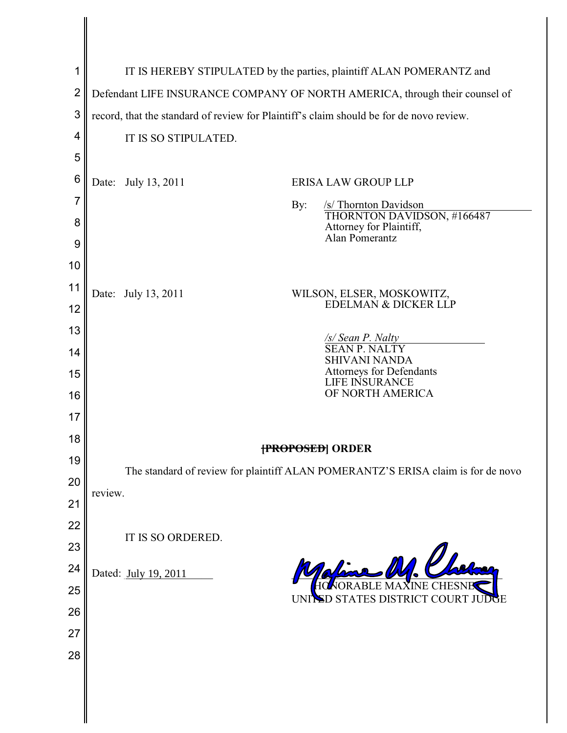IT IS HEREBY STIPULATED by the parties, plaintiff ALAN POMERANTZ and Defendant LIFE INSURANCE COMPANY OF NORTH AMERICA, through their counsel of record, that the standard of review for Plaintiff's claim should be for de novo review.

IT IS SO STIPULATED.

Date: July 13, 2011

ERISA LAW GROUP LLP

By: /s/ Thornton Davidson
THORNTON DAVIDSON, #166487
Attorney for Plaintiff,
Alan Pomerantz

Date: July 13, 2011

WILSON, ELSER, MOSKOWITZ, EDELMAN & DICKER LLP

*/s/ Sean P. Nalty*
SEAN P. NALTY
SHIVANI NANDA
Attorneys for Defendants
LIFE INSURANCE
OF NORTH AMERICA

**~~[PROPOSED]~~ ORDER**

The standard of review for plaintiff ALAN POMERANTZ'S ERISA claim is for de novo review.

IT IS SO ORDERED.

Dated: July 19, 2011

HONORABLE MAXINE CHESNEY
UNITED STATES DISTRICT COURT JUDGE